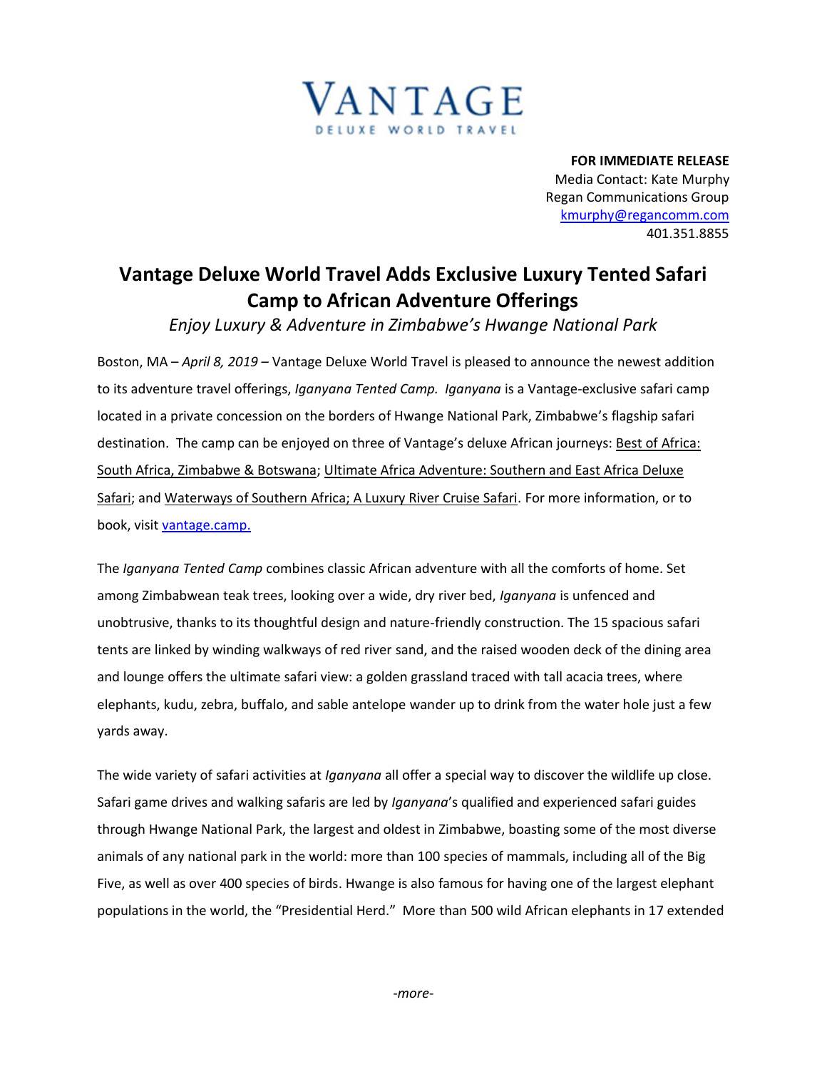**VANTAGE**
DELUXE WORLD TRAVEL

**FOR IMMEDIATE RELEASE**
Media Contact: Kate Murphy
Regan Communications Group
kmurphy@regancomm.com
401.351.8855

# Vantage Deluxe World Travel Adds Exclusive Luxury Tented Safari Camp to African Adventure Offerings

*Enjoy Luxury & Adventure in Zimbabwe's Hwange National Park*

Boston, MA – *April 8, 2019* – Vantage Deluxe World Travel is pleased to announce the newest addition to its adventure travel offerings, *Iganyana Tented Camp. Iganyana* is a Vantage-exclusive safari camp located in a private concession on the borders of Hwange National Park, Zimbabwe's flagship safari destination. The camp can be enjoyed on three of Vantage's deluxe African journeys: Best of Africa: South Africa, Zimbabwe & Botswana; Ultimate Africa Adventure: Southern and East Africa Deluxe Safari; and Waterways of Southern Africa; A Luxury River Cruise Safari. For more information, or to book, visit vantage.camp.

The *Iganyana Tented Camp* combines classic African adventure with all the comforts of home. Set among Zimbabwean teak trees, looking over a wide, dry river bed, *Iganyana* is unfenced and unobtrusive, thanks to its thoughtful design and nature-friendly construction. The 15 spacious safari tents are linked by winding walkways of red river sand, and the raised wooden deck of the dining area and lounge offers the ultimate safari view: a golden grassland traced with tall acacia trees, where elephants, kudu, zebra, buffalo, and sable antelope wander up to drink from the water hole just a few yards away.

The wide variety of safari activities at *Iganyana* all offer a special way to discover the wildlife up close. Safari game drives and walking safaris are led by *Iganyana*'s qualified and experienced safari guides through Hwange National Park, the largest and oldest in Zimbabwe, boasting some of the most diverse animals of any national park in the world: more than 100 species of mammals, including all of the Big Five, as well as over 400 species of birds. Hwange is also famous for having one of the largest elephant populations in the world, the "Presidential Herd." More than 500 wild African elephants in 17 extended

*-more-*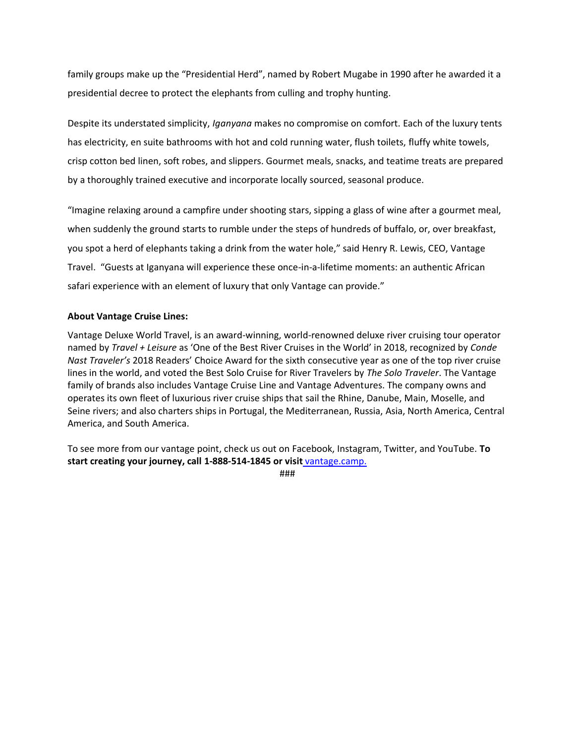family groups make up the "Presidential Herd", named by Robert Mugabe in 1990 after he awarded it a presidential decree to protect the elephants from culling and trophy hunting.

Despite its understated simplicity, *Iganyana* makes no compromise on comfort. Each of the luxury tents has electricity, en suite bathrooms with hot and cold running water, flush toilets, fluffy white towels, crisp cotton bed linen, soft robes, and slippers. Gourmet meals, snacks, and teatime treats are prepared by a thoroughly trained executive and incorporate locally sourced, seasonal produce.

"Imagine relaxing around a campfire under shooting stars, sipping a glass of wine after a gourmet meal, when suddenly the ground starts to rumble under the steps of hundreds of buffalo, or, over breakfast, you spot a herd of elephants taking a drink from the water hole," said Henry R. Lewis, CEO, Vantage Travel. "Guests at Iganyana will experience these once-in-a-lifetime moments: an authentic African safari experience with an element of luxury that only Vantage can provide."

**About Vantage Cruise Lines:**

Vantage Deluxe World Travel, is an award-winning, world-renowned deluxe river cruising tour operator named by *Travel + Leisure* as 'One of the Best River Cruises in the World' in 2018, recognized by *Conde Nast Traveler's* 2018 Readers' Choice Award for the sixth consecutive year as one of the top river cruise lines in the world, and voted the Best Solo Cruise for River Travelers by *The Solo Traveler*. The Vantage family of brands also includes Vantage Cruise Line and Vantage Adventures. The company owns and operates its own fleet of luxurious river cruise ships that sail the Rhine, Danube, Main, Moselle, and Seine rivers; and also charters ships in Portugal, the Mediterranean, Russia, Asia, North America, Central America, and South America.

To see more from our vantage point, check us out on Facebook, Instagram, Twitter, and YouTube. **To start creating your journey, call 1-888-514-1845 or visit** vantage.camp.

###